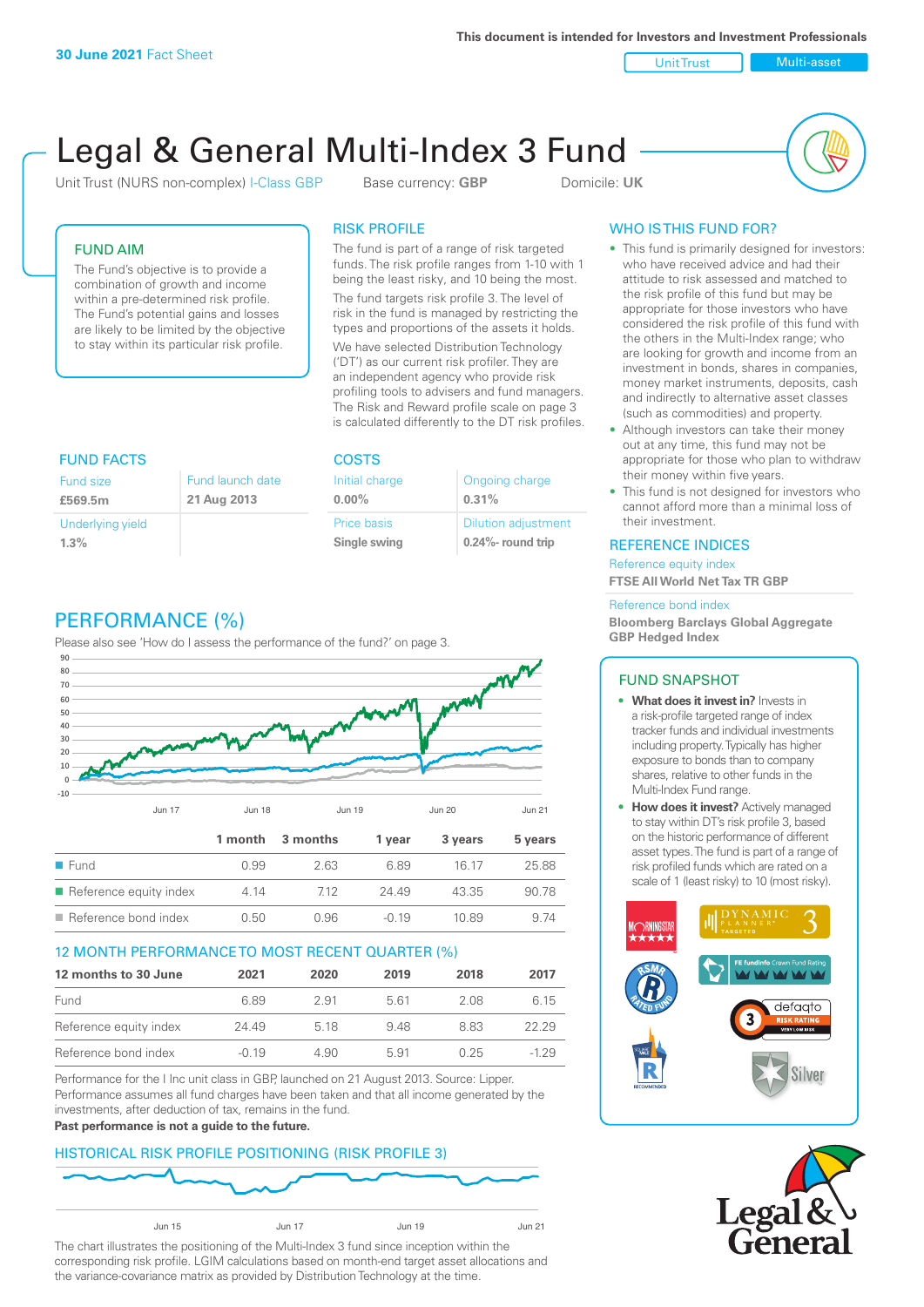**30 June 2021** Fact Sheet

This document is intended for Investors and Investment Professionals

Unit Trust | Multi-asset

# Legal & General Multi-Index 3 Fund

Unit Trust (NURS non-complex) I-Class GBP    Base currency: **GBP**    Domicile: **UK**

## FUND AIM

The Fund's objective is to provide a combination of growth and income within a pre-determined risk profile. The Fund's potential gains and losses are likely to be limited by the objective to stay within its particular risk profile.

## RISK PROFILE

The fund is part of a range of risk targeted funds. The risk profile ranges from 1-10 with 1 being the least risky, and 10 being the most.

The fund targets risk profile 3. The level of risk in the fund is managed by restricting the types and proportions of the assets it holds.

We have selected Distribution Technology ('DT') as our current risk profiler. They are an independent agency who provide risk profiling tools to advisers and fund managers. The Risk and Reward profile scale on page 3 is calculated differently to the DT risk profiles.

## WHO IS THIS FUND FOR?

- This fund is primarily designed for investors: who have received advice and had their attitude to risk assessed and matched to the risk profile of this fund but may be appropriate for those investors who have considered the risk profile of this fund with the others in the Multi-Index range; who are looking for growth and income from an investment in bonds, shares in companies, money market instruments, deposits, cash and indirectly to alternative asset classes (such as commodities) and property.
- Although investors can take their money out at any time, this fund may not be appropriate for those who plan to withdraw their money within five years.
- This fund is not designed for investors who cannot afford more than a minimal loss of their investment.

## FUND FACTS

| Fund size | Fund launch date |
|---|---|
| **£569.5m** | **21 Aug 2013** |
| Underlying yield | |
| **1.3%** | |

## COSTS

| Initial charge | Ongoing charge |
|---|---|
| **0.00%** | **0.31%** |
| Price basis | Dilution adjustment |
| **Single swing** | **0.24%- round trip** |

## REFERENCE INDICES

Reference equity index
**FTSE All World Net Tax TR GBP**

Reference bond index
**Bloomberg Barclays Global Aggregate GBP Hedged Index**

## PERFORMANCE (%)

Please also see 'How do I assess the performance of the fund?' on page 3.

| | 1 month | 3 months | 1 year | 3 years | 5 years |
|---|---|---|---|---|---|
| Fund | 0.99 | 2.63 | 6.89 | 16.17 | 25.88 |
| Reference equity index | 4.14 | 7.12 | 24.49 | 43.35 | 90.78 |
| Reference bond index | 0.50 | 0.96 | -0.19 | 10.89 | 9.74 |

## 12 MONTH PERFORMANCE TO MOST RECENT QUARTER (%)

| 12 months to 30 June | 2021 | 2020 | 2019 | 2018 | 2017 |
|---|---|---|---|---|---|
| Fund | 6.89 | 2.91 | 5.61 | 2.08 | 6.15 |
| Reference equity index | 24.49 | 5.18 | 9.48 | 8.83 | 22.29 |
| Reference bond index | -0.19 | 4.90 | 5.91 | 0.25 | -1.29 |

Performance for the I Inc unit class in GBP, launched on 21 August 2013. Source: Lipper. Performance assumes all fund charges have been taken and that all income generated by the investments, after deduction of tax, remains in the fund.
**Past performance is not a guide to the future.**

## FUND SNAPSHOT

- **What does it invest in?** Invests in a risk-profile targeted range of index tracker funds and individual investments including property. Typically has higher exposure to bonds than to company shares, relative to other funds in the Multi-Index Fund range.
- **How does it invest?** Actively managed to stay within DT's risk profile 3, based on the historic performance of different asset types. The fund is part of a range of risk profiled funds which are rated on a scale of 1 (least risky) to 10 (most risky).

## HISTORICAL RISK PROFILE POSITIONING (RISK PROFILE 3)

The chart illustrates the positioning of the Multi-Index 3 fund since inception within the corresponding risk profile. LGIM calculations based on month-end target asset allocations and the variance-covariance matrix as provided by Distribution Technology at the time.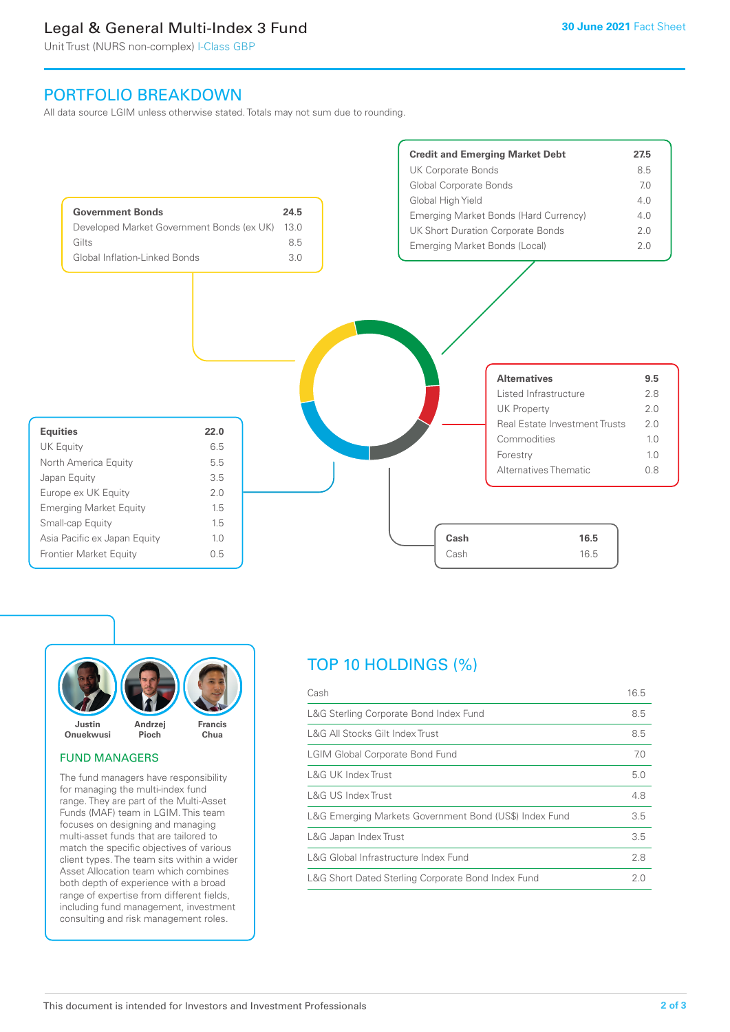## PORTFOLIO BREAKDOWN

All data source LGIM unless otherwise stated. Totals may not sum due to rounding.

| Government Bonds | 24.5 |
|---|---|
| Developed Market Government Bonds (ex UK) | 13.0 |
| Gilts | 8.5 |
| Global Inflation-Linked Bonds | 3.0 |

| Credit and Emerging Market Debt | 27.5 |
|---|---|
| UK Corporate Bonds | 8.5 |
| Global Corporate Bonds | 7.0 |
| Global High Yield | 4.0 |
| Emerging Market Bonds (Hard Currency) | 4.0 |
| UK Short Duration Corporate Bonds | 2.0 |
| Emerging Market Bonds (Local) | 2.0 |

| Alternatives | 9.5 |
|---|---|
| Listed Infrastructure | 2.8 |
| UK Property | 2.0 |
| Real Estate Investment Trusts | 2.0 |
| Commodities | 1.0 |
| Forestry | 1.0 |
| Alternatives Thematic | 0.8 |

| Equities | 22.0 |
|---|---|
| UK Equity | 6.5 |
| North America Equity | 5.5 |
| Japan Equity | 3.5 |
| Europe ex UK Equity | 2.0 |
| Emerging Market Equity | 1.5 |
| Small-cap Equity | 1.5 |
| Asia Pacific ex Japan Equity | 1.0 |
| Frontier Market Equity | 0.5 |

| Cash | 16.5 |
|---|---|
| Cash | 16.5 |

Justin Onuekwusi, Andrzej Pioch, Francis Chua

### FUND MANAGERS

The fund managers have responsibility for managing the multi-index fund range. They are part of the Multi-Asset Funds (MAF) team in LGIM. This team focuses on designing and managing multi-asset funds that are tailored to match the specific objectives of various client types. The team sits within a wider Asset Allocation team which combines both depth of experience with a broad range of expertise from different fields, including fund management, investment consulting and risk management roles.

## TOP 10 HOLDINGS (%)

| Holding | % |
|---|---|
| Cash | 16.5 |
| L&G Sterling Corporate Bond Index Fund | 8.5 |
| L&G All Stocks Gilt Index Trust | 8.5 |
| LGIM Global Corporate Bond Fund | 7.0 |
| L&G UK Index Trust | 5.0 |
| L&G US Index Trust | 4.8 |
| L&G Emerging Markets Government Bond (US$) Index Fund | 3.5 |
| L&G Japan Index Trust | 3.5 |
| L&G Global Infrastructure Index Fund | 2.8 |
| L&G Short Dated Sterling Corporate Bond Index Fund | 2.0 |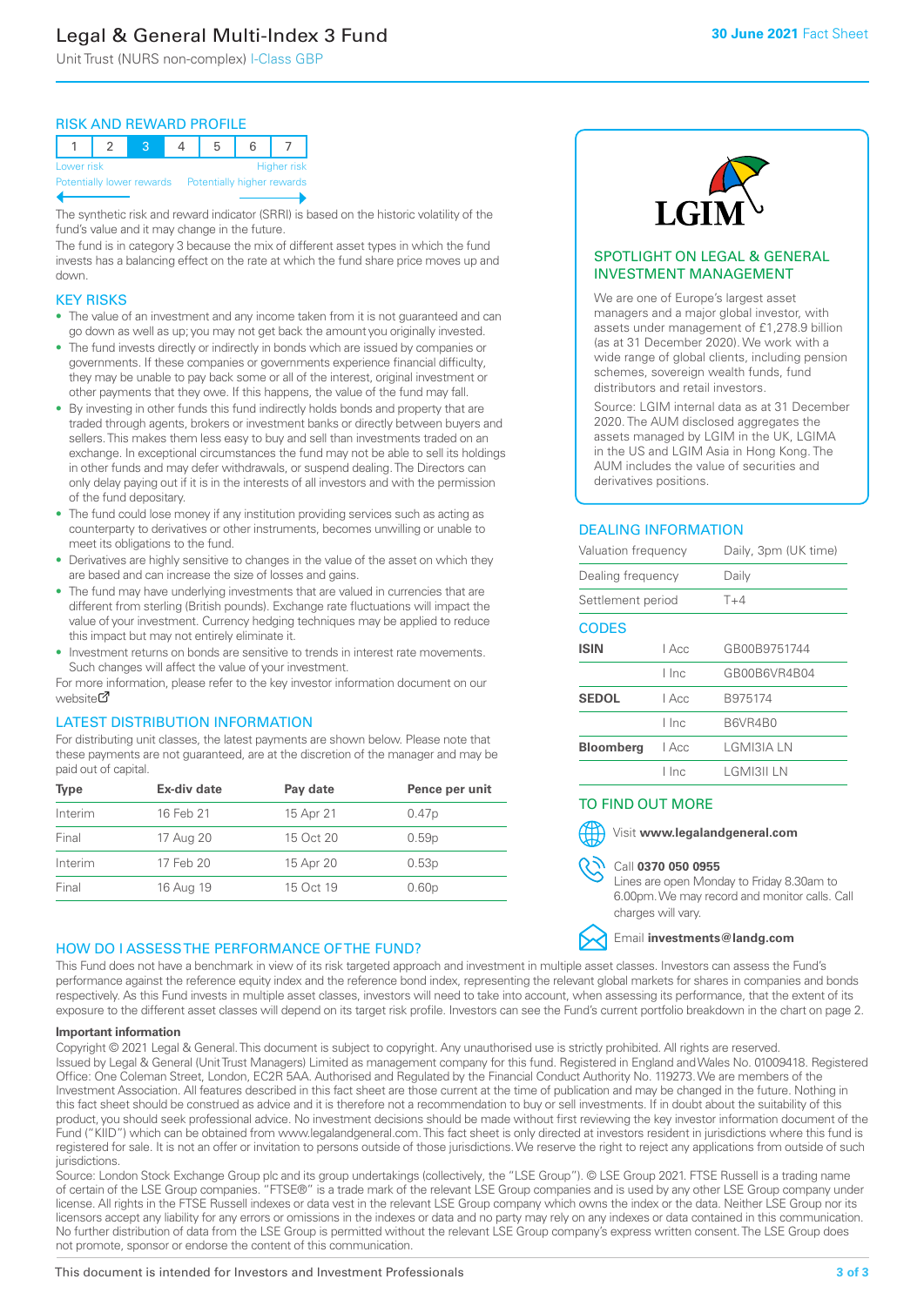# Legal & General Multi-Index 3 Fund

Unit Trust (NURS non-complex) I-Class GBP

**30 June 2021** Fact Sheet

## RISK AND REWARD PROFILE

| 1 | 2 | 3 | 4 | 5 | 6 | 7 |
|---|---|---|---|---|---|---|

Lower risk — Higher risk

Potentially lower rewards — Potentially higher rewards

The synthetic risk and reward indicator (SRRI) is based on the historic volatility of the fund's value and it may change in the future.

The fund is in category 3 because the mix of different asset types in which the fund invests has a balancing effect on the rate at which the fund share price moves up and down.

## KEY RISKS

- The value of an investment and any income taken from it is not guaranteed and can go down as well as up; you may not get back the amount you originally invested.
- The fund invests directly or indirectly in bonds which are issued by companies or governments. If these companies or governments experience financial difficulty, they may be unable to pay back some or all of the interest, original investment or other payments that they owe. If this happens, the value of the fund may fall.
- By investing in other funds this fund indirectly holds bonds and property that are traded through agents, brokers or investment banks or directly between buyers and sellers. This makes them less easy to buy and sell than investments traded on an exchange. In exceptional circumstances the fund may not be able to sell its holdings in other funds and may defer withdrawals, or suspend dealing. The Directors can only delay paying out if it is in the interests of all investors and with the permission of the fund depositary.
- The fund could lose money if any institution providing services such as acting as counterparty to derivatives or other instruments, becomes unwilling or unable to meet its obligations to the fund.
- Derivatives are highly sensitive to changes in the value of the asset on which they are based and can increase the size of losses and gains.
- The fund may have underlying investments that are valued in currencies that are different from sterling (British pounds). Exchange rate fluctuations will impact the value of your investment. Currency hedging techniques may be applied to reduce this impact but may not entirely eliminate it.
- Investment returns on bonds are sensitive to trends in interest rate movements. Such changes will affect the value of your investment.

For more information, please refer to the key investor information document on our website

## LATEST DISTRIBUTION INFORMATION

For distributing unit classes, the latest payments are shown below. Please note that these payments are not guaranteed, are at the discretion of the manager and may be paid out of capital.

| Type | Ex-div date | Pay date | Pence per unit |
|---|---|---|---|
| Interim | 16 Feb 21 | 15 Apr 21 | 0.47p |
| Final | 17 Aug 20 | 15 Oct 20 | 0.59p |
| Interim | 17 Feb 20 | 15 Apr 20 | 0.53p |
| Final | 16 Aug 19 | 15 Oct 19 | 0.60p |

## SPOTLIGHT ON LEGAL & GENERAL INVESTMENT MANAGEMENT

We are one of Europe's largest asset managers and a major global investor, with assets under management of £1,278.9 billion (as at 31 December 2020). We work with a wide range of global clients, including pension schemes, sovereign wealth funds, fund distributors and retail investors.

Source: LGIM internal data as at 31 December 2020. The AUM disclosed aggregates the assets managed by LGIM in the UK, LGIMA in the US and LGIM Asia in Hong Kong. The AUM includes the value of securities and derivatives positions.

## DEALING INFORMATION

| | |
|---|---|
| Valuation frequency | Daily, 3pm (UK time) |
| Dealing frequency | Daily |
| Settlement period | T+4 |

## CODES

| | | |
|---|---|---|
| **ISIN** | I Acc | GB00B9751744 |
| | I Inc | GB00B6VR4B04 |
| **SEDOL** | I Acc | B975174 |
| | I Inc | B6VR4B0 |
| **Bloomberg** | I Acc | LGMI3IA LN |
| | I Inc | LGMI3II LN |

## TO FIND OUT MORE

Visit **www.legalandgeneral.com**

Call **0370 050 0955**
Lines are open Monday to Friday 8.30am to 6.00pm. We may record and monitor calls. Call charges will vary.

Email **investments@landg.com**

## HOW DO I ASSESS THE PERFORMANCE OF THE FUND?

This Fund does not have a benchmark in view of its risk targeted approach and investment in multiple asset classes. Investors can assess the Fund's performance against the reference equity index and the reference bond index, representing the relevant global markets for shares in companies and bonds respectively. As this Fund invests in multiple asset classes, investors will need to take into account, when assessing its performance, that the extent of its exposure to the different asset classes will depend on its target risk profile. Investors can see the Fund's current portfolio breakdown in the chart on page 2.

#### Important information

Copyright © 2021 Legal & General. This document is subject to copyright. Any unauthorised use is strictly prohibited. All rights are reserved. Issued by Legal & General (Unit Trust Managers) Limited as management company for this fund. Registered in England and Wales No. 01009418. Registered Office: One Coleman Street, London, EC2R 5AA. Authorised and Regulated by the Financial Conduct Authority No. 119273. We are members of the Investment Association. All features described in this fact sheet are those current at the time of publication and may be changed in the future. Nothing in this fact sheet should be construed as advice and it is therefore not a recommendation to buy or sell investments. If in doubt about the suitability of this product, you should seek professional advice. No investment decisions should be made without first reviewing the key investor information document of the Fund ("KIID") which can be obtained from www.legalandgeneral.com. This fact sheet is only directed at investors resident in jurisdictions where this fund is registered for sale. It is not an offer or invitation to persons outside of those jurisdictions. We reserve the right to reject any applications from outside of such jurisdictions.

Source: London Stock Exchange Group plc and its group undertakings (collectively, the "LSE Group"). © LSE Group 2021. FTSE Russell is a trading name of certain of the LSE Group companies. "FTSE®" is a trade mark of the relevant LSE Group companies and is used by any other LSE Group company under license. All rights in the FTSE Russell indexes or data vest in the relevant LSE Group company which owns the index or the data. Neither LSE Group nor its licensors accept any liability for any errors or omissions in the indexes or data and no party may rely on any indexes or data contained in this communication. No further distribution of data from the LSE Group is permitted without the relevant LSE Group company's express written consent. The LSE Group does not promote, sponsor or endorse the content of this communication.

This document is intended for Investors and Investment Professionals